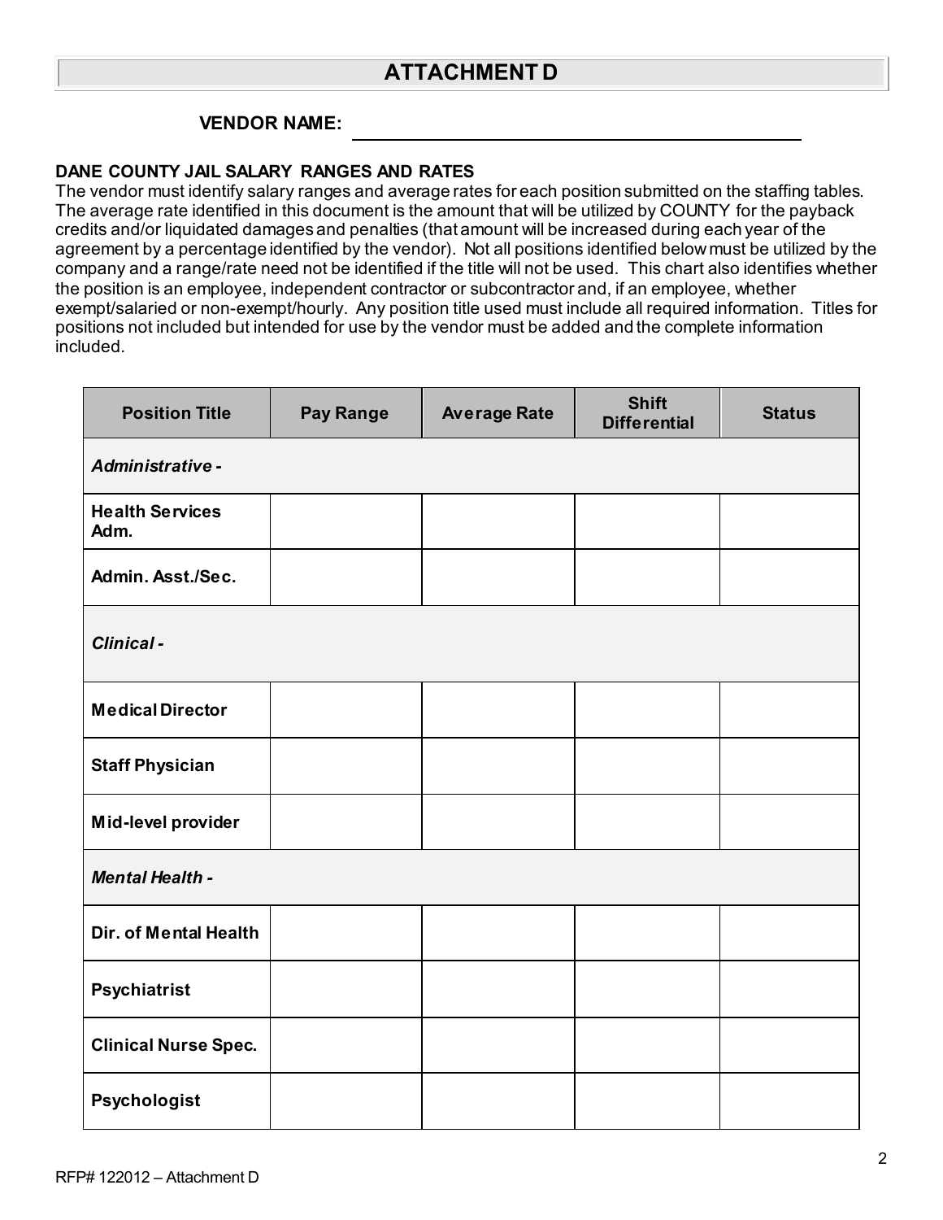# ATTACHMENT D

**VENDOR NAME:** ________________________________________

**DANE COUNTY JAIL SALARY RANGES AND RATES**

The vendor must identify salary ranges and average rates for each position submitted on the staffing tables. The average rate identified in this document is the amount that will be utilized by COUNTY for the payback credits and/or liquidated damages and penalties (that amount will be increased during each year of the agreement by a percentage identified by the vendor). Not all positions identified below must be utilized by the company and a range/rate need not be identified if the title will not be used. This chart also identifies whether the position is an employee, independent contractor or subcontractor and, if an employee, whether exempt/salaried or non-exempt/hourly. Any position title used must include all required information. Titles for positions not included but intended for use by the vendor must be added and the complete information included.

| Position Title | Pay Range | Average Rate | Shift Differential | Status |
|---|---|---|---|---|
| ***Administrative -*** | | | | |
| **Health Services Adm.** | | | | |
| **Admin. Asst./Sec.** | | | | |
| ***Clinical -*** | | | | |
| **Medical Director** | | | | |
| **Staff Physician** | | | | |
| **Mid-level provider** | | | | |
| ***Mental Health -*** | | | | |
| **Dir. of Mental Health** | | | | |
| **Psychiatrist** | | | | |
| **Clinical Nurse Spec.** | | | | |
| **Psychologist** | | | | |

RFP# 122012 – Attachment D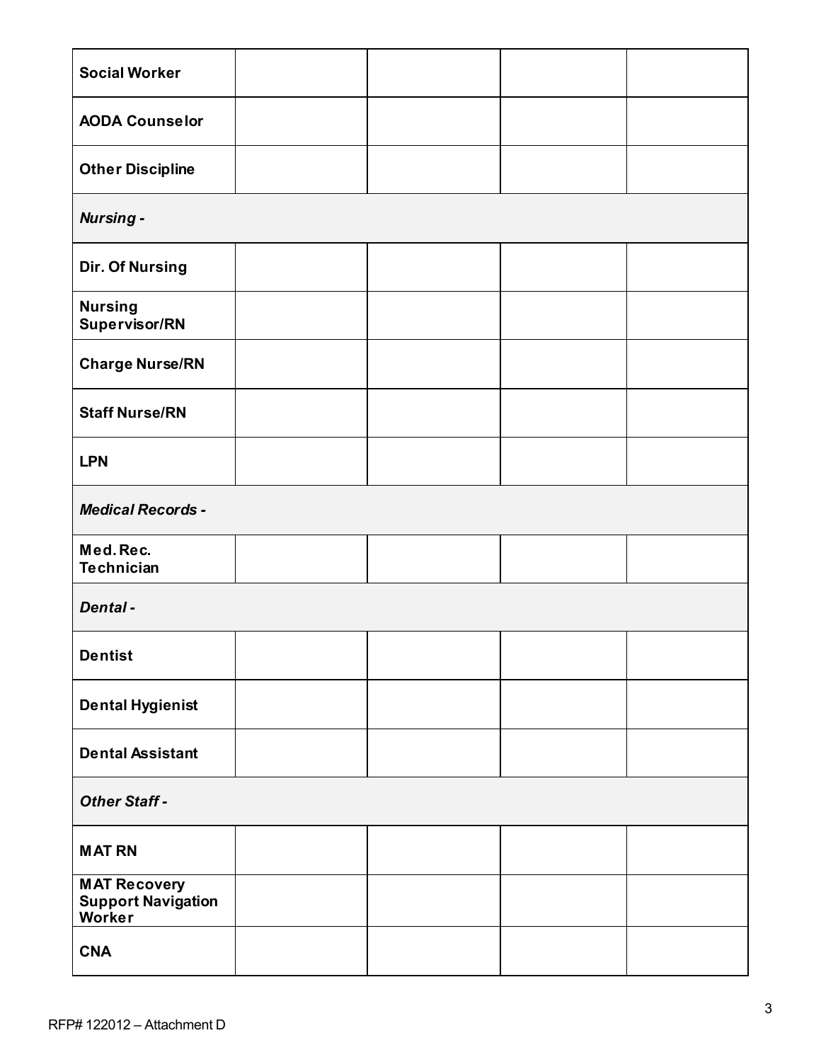| | | | | |
|---|---|---|---|---|
| **Social Worker** | | | | |
| **AODA Counselor** | | | | |
| **Other Discipline** | | | | |
| ***Nursing -*** | | | | |
| **Dir. Of Nursing** | | | | |
| **Nursing Supervisor/RN** | | | | |
| **Charge Nurse/RN** | | | | |
| **Staff Nurse/RN** | | | | |
| **LPN** | | | | |
| ***Medical Records -*** | | | | |
| **Med. Rec. Technician** | | | | |
| ***Dental -*** | | | | |
| **Dentist** | | | | |
| **Dental Hygienist** | | | | |
| **Dental Assistant** | | | | |
| ***Other Staff -*** | | | | |
| **MAT RN** | | | | |
| **MAT Recovery Support Navigation Worker** | | | | |
| **CNA** | | | | |

RFP# 122012 – Attachment D